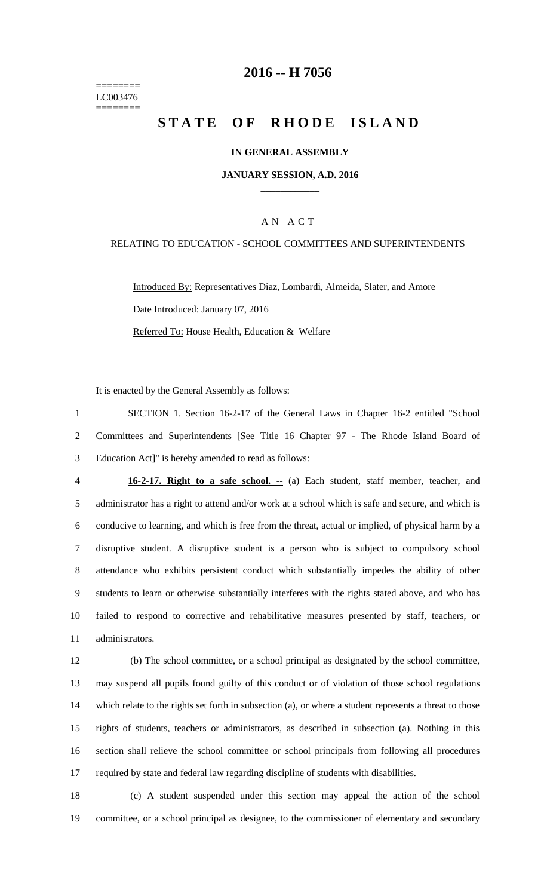========
LC003476
========

# 2016 -- H 7056

# STATE OF RHODE ISLAND

## IN GENERAL ASSEMBLY

## JANUARY SESSION, A.D. 2016

### AN ACT

RELATING TO EDUCATION - SCHOOL COMMITTEES AND SUPERINTENDENTS

Introduced By: Representatives Diaz, Lombardi, Almeida, Slater, and Amore

Date Introduced: January 07, 2016

Referred To: House Health, Education & Welfare

It is enacted by the General Assembly as follows:

1 SECTION 1. Section 16-2-17 of the General Laws in Chapter 16-2 entitled "School
2 Committees and Superintendents [See Title 16 Chapter 97 - The Rhode Island Board of
3 Education Act]" is hereby amended to read as follows:

4 **16-2-17. Right to a safe school. --** (a) Each student, staff member, teacher, and
5 administrator has a right to attend and/or work at a school which is safe and secure, and which is
6 conducive to learning, and which is free from the threat, actual or implied, of physical harm by a
7 disruptive student. A disruptive student is a person who is subject to compulsory school
8 attendance who exhibits persistent conduct which substantially impedes the ability of other
9 students to learn or otherwise substantially interferes with the rights stated above, and who has
10 failed to respond to corrective and rehabilitative measures presented by staff, teachers, or
11 administrators.

12 (b) The school committee, or a school principal as designated by the school committee,
13 may suspend all pupils found guilty of this conduct or of violation of those school regulations
14 which relate to the rights set forth in subsection (a), or where a student represents a threat to those
15 rights of students, teachers or administrators, as described in subsection (a). Nothing in this
16 section shall relieve the school committee or school principals from following all procedures
17 required by state and federal law regarding discipline of students with disabilities.

18 (c) A student suspended under this section may appeal the action of the school
19 committee, or a school principal as designee, to the commissioner of elementary and secondary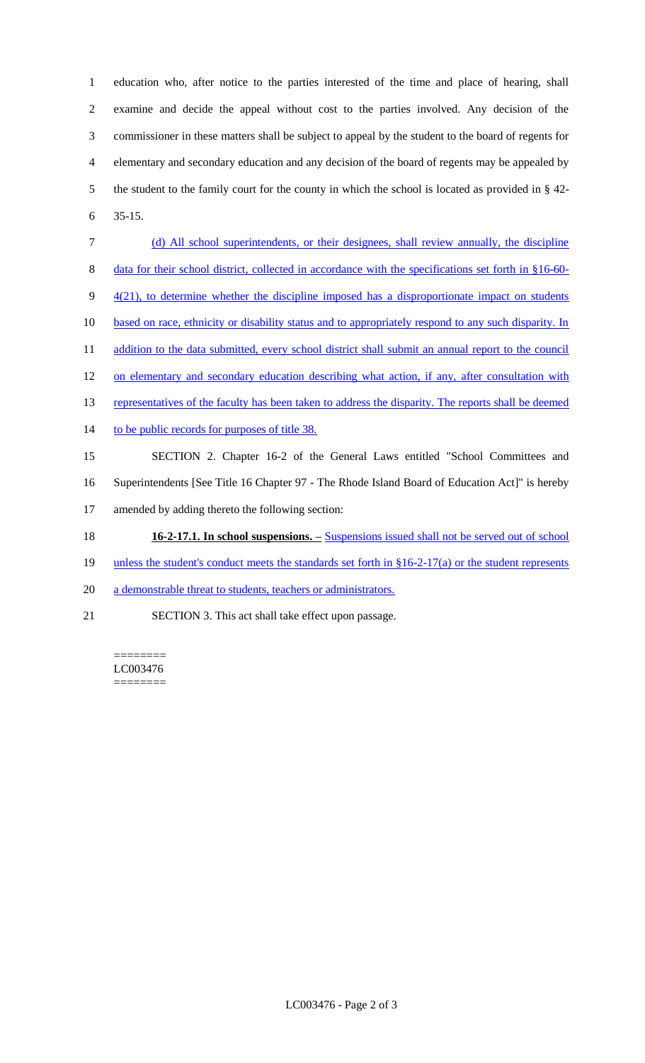education who, after notice to the parties interested of the time and place of hearing, shall examine and decide the appeal without cost to the parties involved. Any decision of the commissioner in these matters shall be subject to appeal by the student to the board of regents for elementary and secondary education and any decision of the board of regents may be appealed by the student to the family court for the county in which the school is located as provided in § 42-35-15.

(d) All school superintendents, or their designees, shall review annually, the discipline data for their school district, collected in accordance with the specifications set forth in §16-60-4(21), to determine whether the discipline imposed has a disproportionate impact on students based on race, ethnicity or disability status and to appropriately respond to any such disparity. In addition to the data submitted, every school district shall submit an annual report to the council on elementary and secondary education describing what action, if any, after consultation with representatives of the faculty has been taken to address the disparity. The reports shall be deemed to be public records for purposes of title 38.

SECTION 2. Chapter 16-2 of the General Laws entitled "School Committees and Superintendents [See Title 16 Chapter 97 - The Rhode Island Board of Education Act]" is hereby amended by adding thereto the following section:

**16-2-17.1. In school suspensions. –** Suspensions issued shall not be served out of school unless the student's conduct meets the standards set forth in §16-2-17(a) or the student represents a demonstrable threat to students, teachers or administrators.

SECTION 3. This act shall take effect upon passage.

========
LC003476
========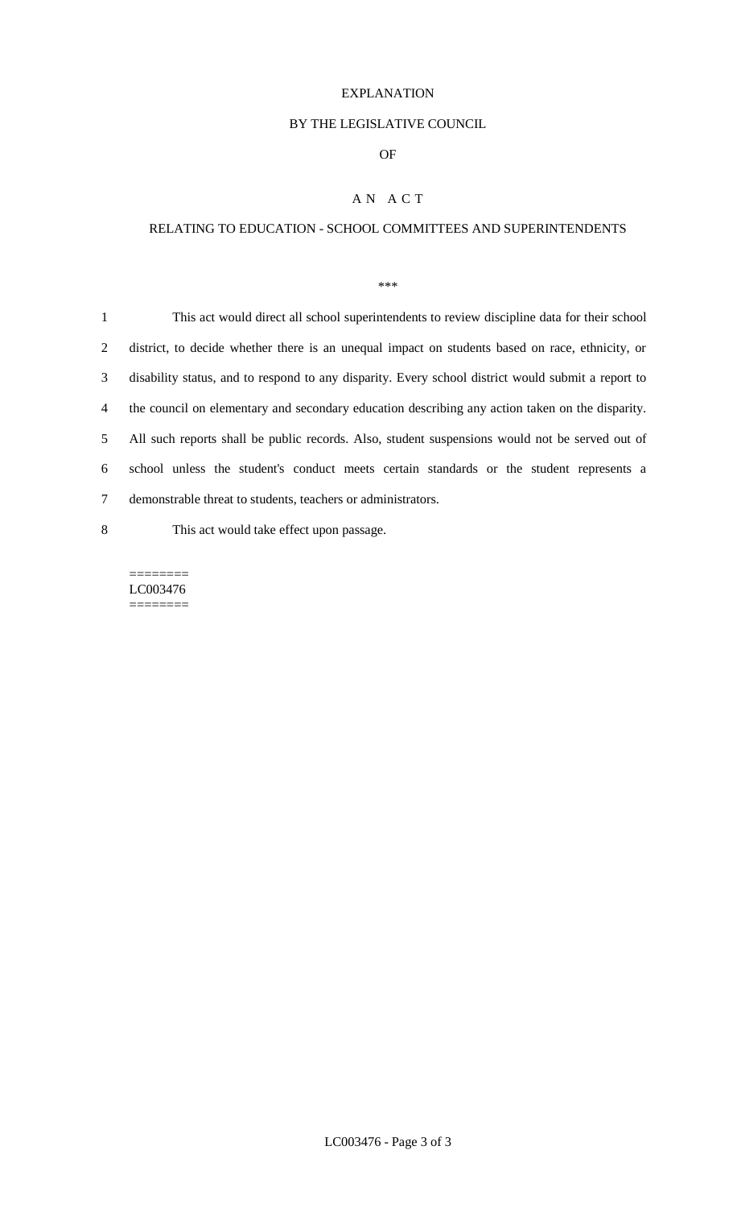EXPLANATION

BY THE LEGISLATIVE COUNCIL

OF

A N A C T

RELATING TO EDUCATION - SCHOOL COMMITTEES AND SUPERINTENDENTS

\*\*\*

1 This act would direct all school superintendents to review discipline data for their school
2 district, to decide whether there is an unequal impact on students based on race, ethnicity, or
3 disability status, and to respond to any disparity. Every school district would submit a report to
4 the council on elementary and secondary education describing any action taken on the disparity.
5 All such reports shall be public records. Also, student suspensions would not be served out of
6 school unless the student's conduct meets certain standards or the student represents a
7 demonstrable threat to students, teachers or administrators.
8 This act would take effect upon passage.

========
LC003476
========